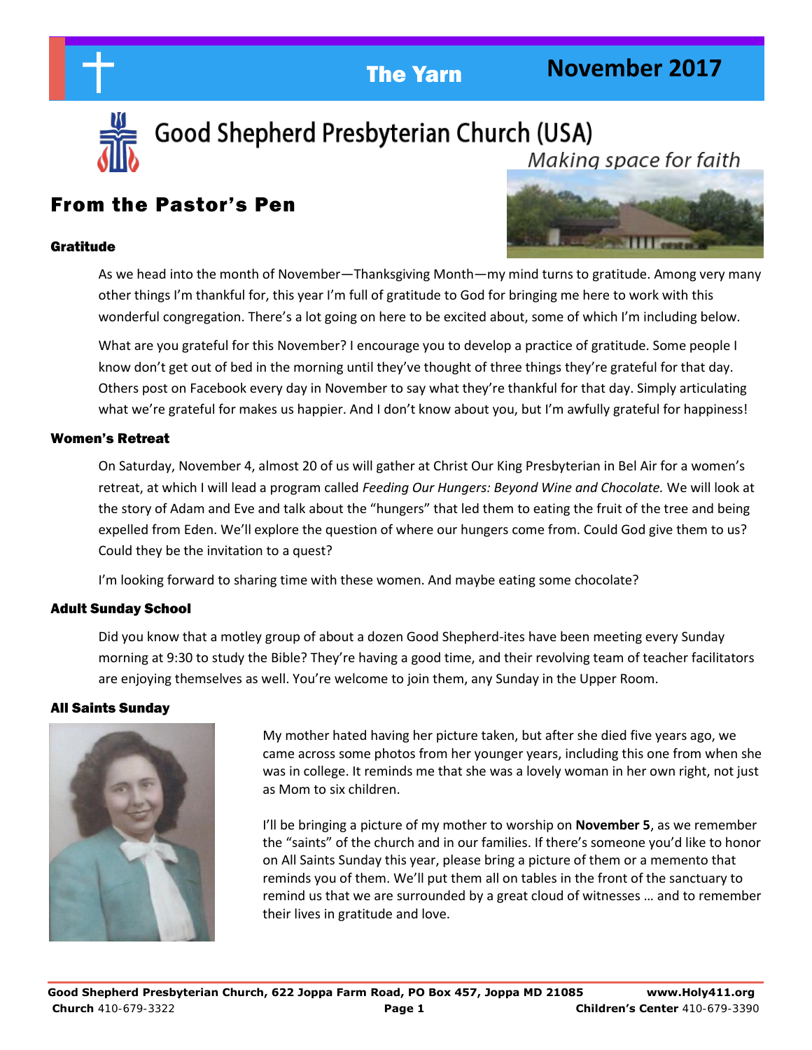# The Yarn — November 2017

## Good Shepherd Presbyterian Church (USA)

*Making space for faith*

## From the Pastor's Pen

### Gratitude

As we head into the month of November—Thanksgiving Month—my mind turns to gratitude. Among very many other things I'm thankful for, this year I'm full of gratitude to God for bringing me here to work with this wonderful congregation. There's a lot going on here to be excited about, some of which I'm including below.

What are you grateful for this November? I encourage you to develop a practice of gratitude. Some people I know don't get out of bed in the morning until they've thought of three things they're grateful for that day. Others post on Facebook every day in November to say what they're thankful for that day. Simply articulating what we're grateful for makes us happier. And I don't know about you, but I'm awfully grateful for happiness!

### Women's Retreat

On Saturday, November 4, almost 20 of us will gather at Christ Our King Presbyterian in Bel Air for a women's retreat, at which I will lead a program called *Feeding Our Hungers: Beyond Wine and Chocolate.* We will look at the story of Adam and Eve and talk about the "hungers" that led them to eating the fruit of the tree and being expelled from Eden. We'll explore the question of where our hungers come from. Could God give them to us? Could they be the invitation to a quest?

I'm looking forward to sharing time with these women. And maybe eating some chocolate?

### Adult Sunday School

Did you know that a motley group of about a dozen Good Shepherd-ites have been meeting every Sunday morning at 9:30 to study the Bible? They're having a good time, and their revolving team of teacher facilitators are enjoying themselves as well. You're welcome to join them, any Sunday in the Upper Room.

### All Saints Sunday

My mother hated having her picture taken, but after she died five years ago, we came across some photos from her younger years, including this one from when she was in college. It reminds me that she was a lovely woman in her own right, not just as Mom to six children.

I'll be bringing a picture of my mother to worship on **November 5**, as we remember the "saints" of the church and in our families. If there's someone you'd like to honor on All Saints Sunday this year, please bring a picture of them or a memento that reminds you of them. We'll put them all on tables in the front of the sanctuary to remind us that we are surrounded by a great cloud of witnesses … and to remember their lives in gratitude and love.

**Good Shepherd Presbyterian Church, 622 Joppa Farm Road, PO Box 457, Joppa MD 21085** **www.Holy411.org**
**Church** 410-679-3322 **Children's Center** 410-679-3390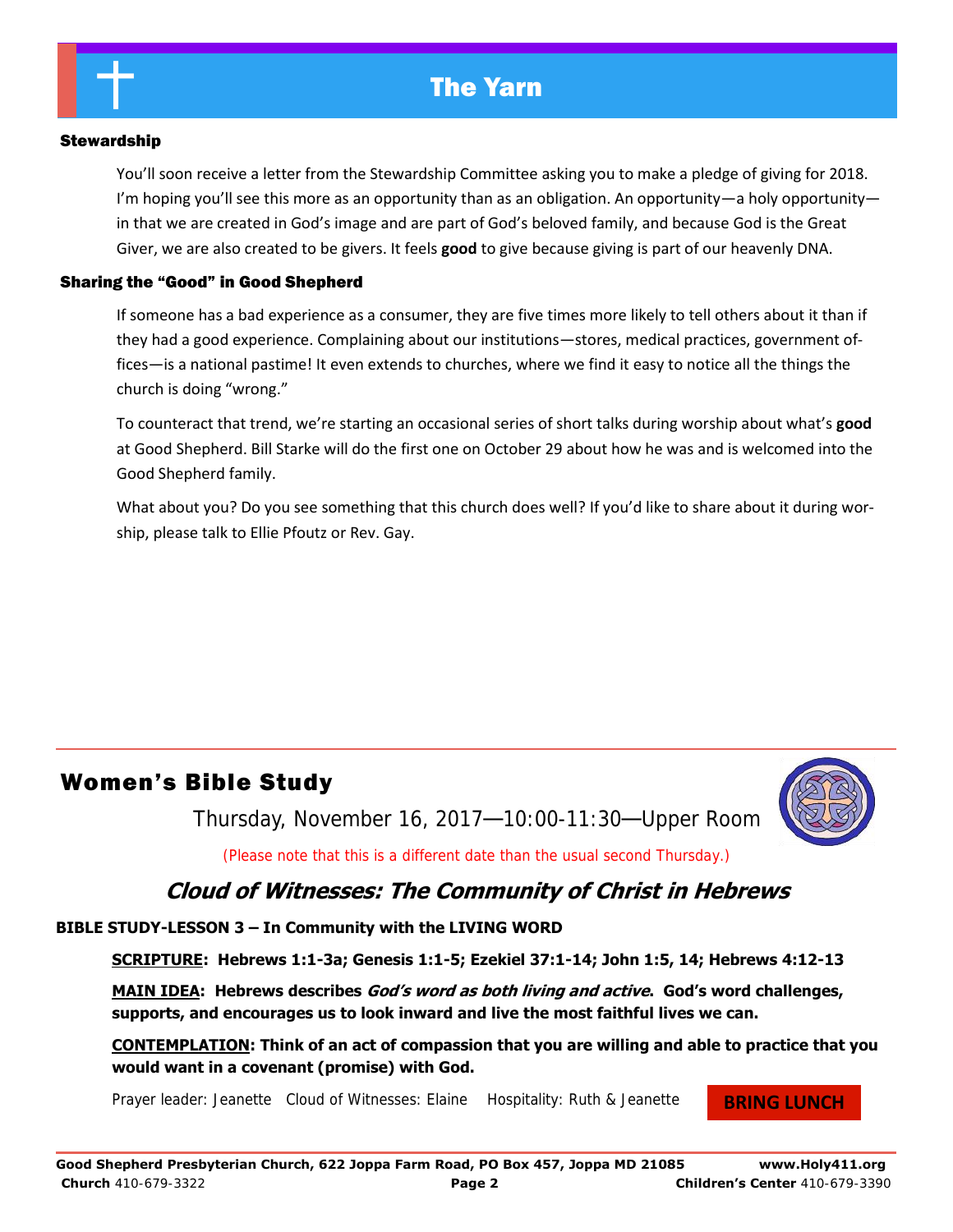# The Yarn

### Stewardship

You'll soon receive a letter from the Stewardship Committee asking you to make a pledge of giving for 2018. I'm hoping you'll see this more as an opportunity than as an obligation. An opportunity—a holy opportunity—in that we are created in God's image and are part of God's beloved family, and because God is the Great Giver, we are also created to be givers. It feels **good** to give because giving is part of our heavenly DNA.

### Sharing the "Good" in Good Shepherd

If someone has a bad experience as a consumer, they are five times more likely to tell others about it than if they had a good experience. Complaining about our institutions—stores, medical practices, government offices—is a national pastime! It even extends to churches, where we find it easy to notice all the things the church is doing "wrong."

To counteract that trend, we're starting an occasional series of short talks during worship about what's **good** at Good Shepherd. Bill Starke will do the first one on October 29 about how he was and is welcomed into the Good Shepherd family.

What about you? Do you see something that this church does well? If you'd like to share about it during worship, please talk to Ellie Pfoutz or Rev. Gay.

## Women's Bible Study

Thursday, November 16, 2017—10:00-11:30—Upper Room

(Please note that this is a different date than the usual second Thursday.)

### *Cloud of Witnesses: The Community of Christ in Hebrews*

**BIBLE STUDY-LESSON 3 – In Community with the LIVING WORD**

**SCRIPTURE: Hebrews 1:1-3a; Genesis 1:1-5; Ezekiel 37:1-14; John 1:5, 14; Hebrews 4:12-13**

**MAIN IDEA: Hebrews describes *God's word as both living and active*. God's word challenges, supports, and encourages us to look inward and live the most faithful lives we can.**

**CONTEMPLATION: Think of an act of compassion that you are willing and able to practice that you would want in a covenant (promise) with God.**

Prayer leader: Jeanette  Cloud of Witnesses: Elaine  Hospitality: Ruth & Jeanette

**BRING LUNCH**

Good Shepherd Presbyterian Church, 622 Joppa Farm Road, PO Box 457, Joppa MD 21085  www.Holy411.org
**Church** 410-679-3322  **Children's Center** 410-679-3390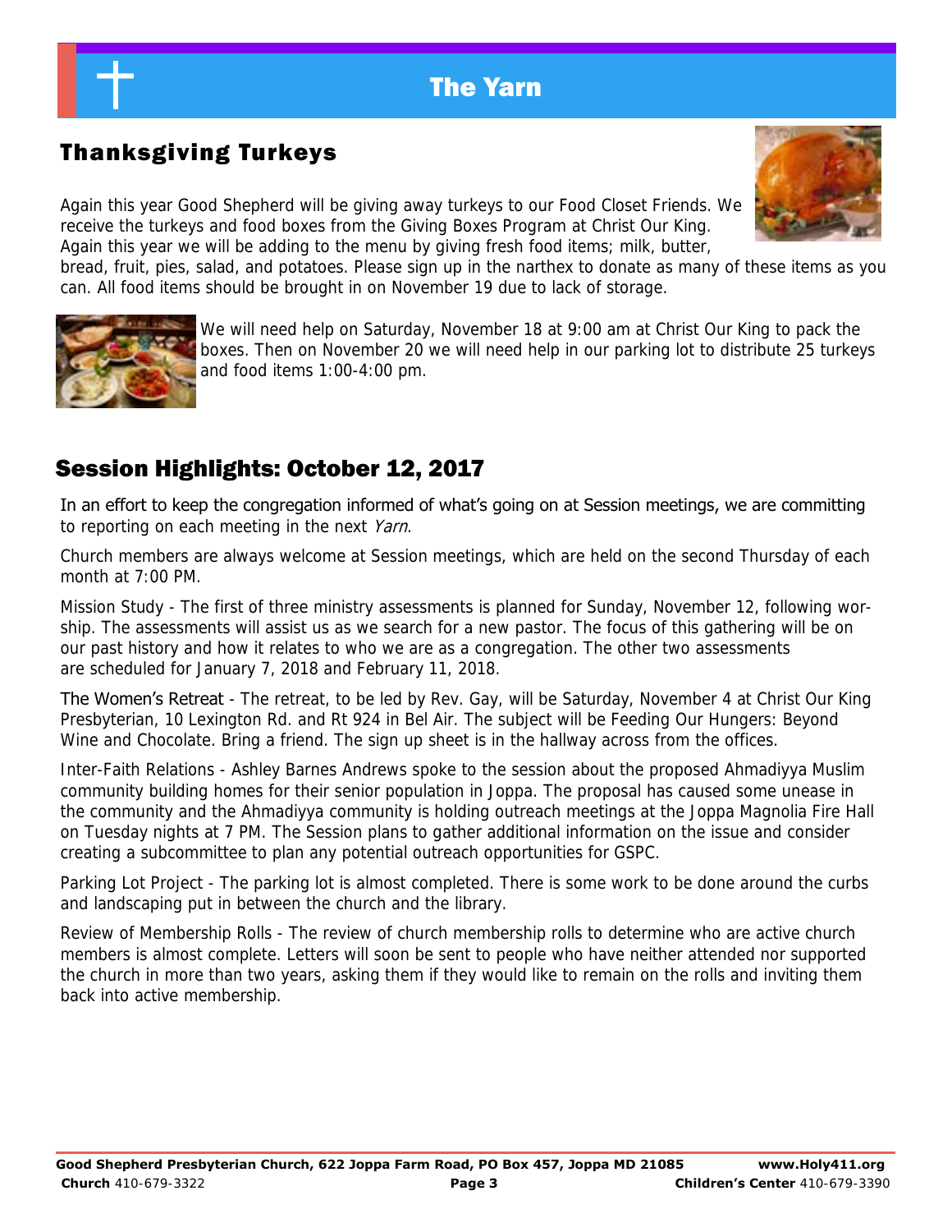## Thanksgiving Turkeys

Again this year Good Shepherd will be giving away turkeys to our Food Closet Friends. We receive the turkeys and food boxes from the Giving Boxes Program at Christ Our King. Again this year we will be adding to the menu by giving fresh food items; milk, butter, bread, fruit, pies, salad, and potatoes. Please sign up in the narthex to donate as many of these items as you can. All food items should be brought in on November 19 due to lack of storage.

We will need help on Saturday, November 18 at 9:00 am at Christ Our King to pack the boxes. Then on November 20 we will need help in our parking lot to distribute 25 turkeys and food items 1:00-4:00 pm.

## Session Highlights: October 12, 2017

In an effort to keep the congregation informed of what's going on at Session meetings, we are committing to reporting on each meeting in the next *Yarn*.

Church members are always welcome at Session meetings, which are held on the second Thursday of each month at 7:00 PM.

Mission Study - The first of three ministry assessments is planned for Sunday, November 12, following worship. The assessments will assist us as we search for a new pastor. The focus of this gathering will be on our past history and how it relates to who we are as a congregation. The other two assessments are scheduled for January 7, 2018 and February 11, 2018.

The Women's Retreat - The retreat, to be led by Rev. Gay, will be Saturday, November 4 at Christ Our King Presbyterian, 10 Lexington Rd. and Rt 924 in Bel Air. The subject will be Feeding Our Hungers: Beyond Wine and Chocolate. Bring a friend. The sign up sheet is in the hallway across from the offices.

Inter-Faith Relations - Ashley Barnes Andrews spoke to the session about the proposed Ahmadiyya Muslim community building homes for their senior population in Joppa. The proposal has caused some unease in the community and the Ahmadiyya community is holding outreach meetings at the Joppa Magnolia Fire Hall on Tuesday nights at 7 PM. The Session plans to gather additional information on the issue and consider creating a subcommittee to plan any potential outreach opportunities for GSPC.

Parking Lot Project - The parking lot is almost completed. There is some work to be done around the curbs and landscaping put in between the church and the library.

Review of Membership Rolls - The review of church membership rolls to determine who are active church members is almost complete. Letters will soon be sent to people who have neither attended nor supported the church in more than two years, asking them if they would like to remain on the rolls and inviting them back into active membership.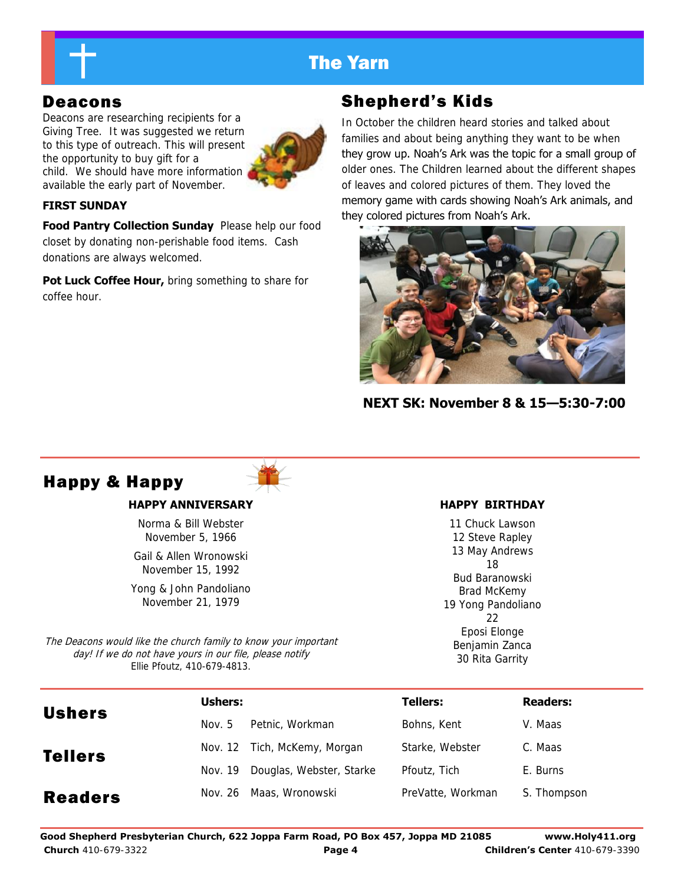# The Yarn

## Deacons

Deacons are researching recipients for a Giving Tree. It was suggested we return to this type of outreach. This will present the opportunity to buy gift for a child. We should have more information available the early part of November.

**FIRST SUNDAY**

**Food Pantry Collection Sunday** Please help our food closet by donating non-perishable food items. Cash donations are always welcomed.

**Pot Luck Coffee Hour,** bring something to share for coffee hour.

## Shepherd's Kids

In October the children heard stories and talked about families and about being anything they want to be when they grow up. Noah's Ark was the topic for a small group of older ones. The Children learned about the different shapes of leaves and colored pictures of them. They loved the memory game with cards showing Noah's Ark animals, and they colored pictures from Noah's Ark.

**NEXT SK: November 8 & 15—5:30-7:00**

## Happy & Happy

**HAPPY ANNIVERSARY**

Norma & Bill Webster
November 5, 1966

Gail & Allen Wronowski
November 15, 1992

Yong & John Pandoliano
November 21, 1979

*The Deacons would like the church family to know your important day! If we do not have yours in our file, please notify* Ellie Pfoutz, 410-679-4813.

**HAPPY BIRTHDAY**

11 Chuck Lawson
12 Steve Rapley
13 May Andrews
18
Bud Baranowski
Brad McKemy
19 Yong Pandoliano
22
Eposi Elonge
Benjamin Zanca
30 Rita Garrity

## Ushers Tellers Readers

| Ushers: | | Tellers: | Readers: |
|---|---|---|---|
| Nov. 5 | Petnic, Workman | Bohns, Kent | V. Maas |
| Nov. 12 | Tich, McKemy, Morgan | Starke, Webster | C. Maas |
| Nov. 19 | Douglas, Webster, Starke | Pfoutz, Tich | E. Burns |
| Nov. 26 | Maas, Wronowski | PreVatte, Workman | S. Thompson |

**Good Shepherd Presbyterian Church, 622 Joppa Farm Road, PO Box 457, Joppa MD 21085** **www.Holy411.org**
**Church** 410-679-3322 **Children's Center** 410-679-3390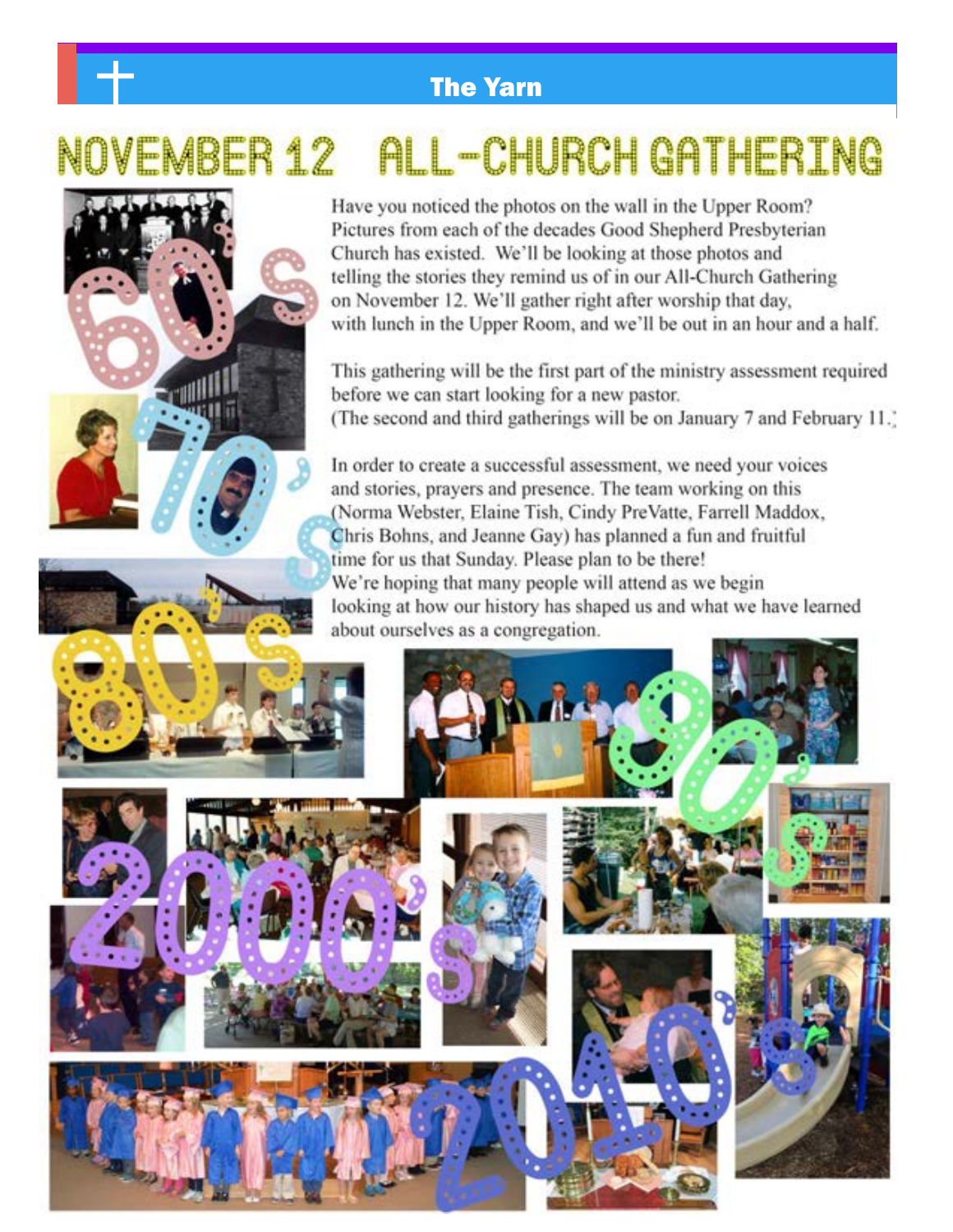# NOVEMBER 12 ALL-CHURCH GATHERING

Have you noticed the photos on the wall in the Upper Room? Pictures from each of the decades Good Shepherd Presbyterian Church has existed. We'll be looking at those photos and telling the stories they remind us of in our All-Church Gathering on November 12. We'll gather right after worship that day, with lunch in the Upper Room, and we'll be out in an hour and a half.

This gathering will be the first part of the ministry assessment required before we can start looking for a new pastor. (The second and third gatherings will be on January 7 and February 11.)

In order to create a successful assessment, we need your voices and stories, prayers and presence. The team working on this (Norma Webster, Elaine Tish, Cindy PreVatte, Farrell Maddox, Chris Bohns, and Jeanne Gay) has planned a fun and fruitful time for us that Sunday. Please plan to be there! We're hoping that many people will attend as we begin looking at how our history has shaped us and what we have learned about ourselves as a congregation.

60's

70's

80's

90's

2000's

2010's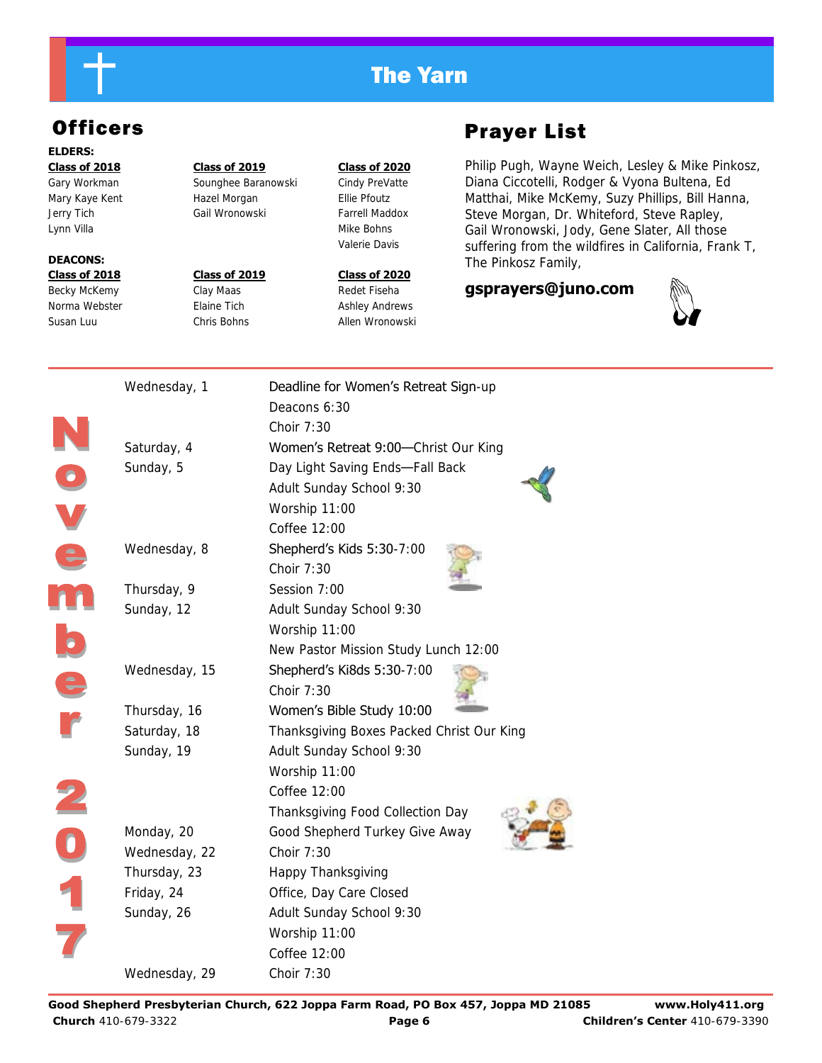# The Yarn

## Officers

**ELDERS:**

| Class of 2018 | Class of 2019 | Class of 2020 |
|---|---|---|
| Gary Workman | Sounghee Baranowski | Cindy PreVatte |
| Mary Kaye Kent | Hazel Morgan | Ellie Pfoutz |
| Jerry Tich | Gail Wronowski | Farrell Maddox |
| Lynn Villa | | Mike Bohns |
| | | Valerie Davis |

**DEACONS:**

| Class of 2018 | Class of 2019 | Class of 2020 |
|---|---|---|
| Becky McKemy | Clay Maas | Redet Fiseha |
| Norma Webster | Elaine Tich | Ashley Andrews |
| Susan Luu | Chris Bohns | Allen Wronowski |

## Prayer List

Philip Pugh, Wayne Weich, Lesley & Mike Pinkosz, Diana Ciccotelli, Rodger & Vyona Bultena, Ed Matthai, Mike McKemy, Suzy Phillips, Bill Hanna, Steve Morgan, Dr. Whiteford, Steve Rapley, Gail Wronowski, Jody, Gene Slater, All those suffering from the wildfires in California, Frank T, The Pinkosz Family,

**gsprayers@juno.com**

## November 2017

| | |
|---|---|
| Wednesday, 1 | Deadline for Women's Retreat Sign-up |
| | Deacons 6:30 |
| | Choir 7:30 |
| Saturday, 4 | Women's Retreat 9:00—Christ Our King |
| Sunday, 5 | Day Light Saving Ends—Fall Back |
| | Adult Sunday School 9:30 |
| | Worship 11:00 |
| | Coffee 12:00 |
| Wednesday, 8 | Shepherd's Kids 5:30-7:00 |
| | Choir 7:30 |
| Thursday, 9 | Session 7:00 |
| Sunday, 12 | Adult Sunday School 9:30 |
| | Worship 11:00 |
| | New Pastor Mission Study Lunch 12:00 |
| Wednesday, 15 | Shepherd's Ki8ds 5:30-7:00 |
| | Choir 7:30 |
| Thursday, 16 | Women's Bible Study 10:00 |
| Saturday, 18 | Thanksgiving Boxes Packed Christ Our King |
| Sunday, 19 | Adult Sunday School 9:30 |
| | Worship 11:00 |
| | Coffee 12:00 |
| | Thanksgiving Food Collection Day |
| Monday, 20 | Good Shepherd Turkey Give Away |
| Wednesday, 22 | Choir 7:30 |
| Thursday, 23 | Happy Thanksgiving |
| Friday, 24 | Office, Day Care Closed |
| Sunday, 26 | Adult Sunday School 9:30 |
| | Worship 11:00 |
| | Coffee 12:00 |
| Wednesday, 29 | Choir 7:30 |

**Good Shepherd Presbyterian Church, 622 Joppa Farm Road, PO Box 457, Joppa MD 21085** **www.Holy411.org**
**Church** 410-679-3322 **Children's Center** 410-679-3390